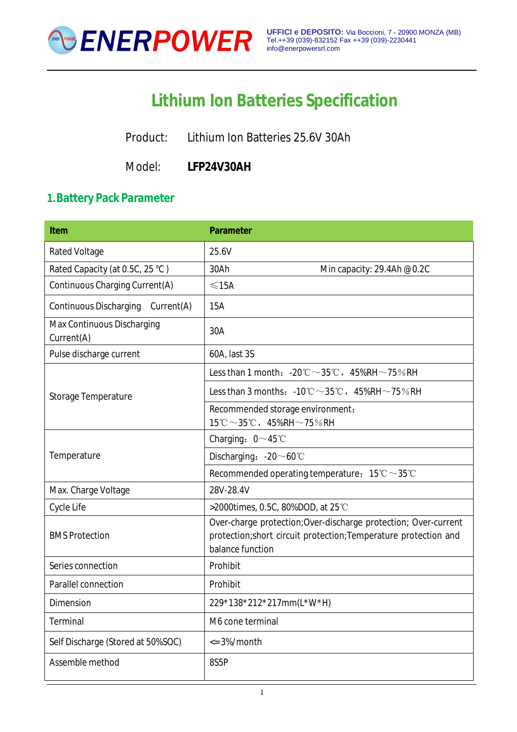**ENERPOWER**

**UFFICI e DEPOSITO:** Via Boccioni, 7 - 20900 MONZA (MB)
Tel.++39 (039)-832152 Fax ++39 (039)-2230441
info@enerpowersrl.com

# Lithium Ion Batteries Specification

Product: Lithium Ion Batteries 25.6V 30Ah

Model: **LFP24V30AH**

## 1. Battery Pack Parameter

| Item | Parameter |
|---|---|
| Rated Voltage | 25.6V |
| Rated Capacity (at 0.5C, 25 °C ) | 30Ah Min capacity: 29.4Ah @0.2C |
| Continuous Charging Current(A) | ≤15A |
| Continuous Discharging Current(A) | 15A |
| Max Continuous Discharging Current(A) | 30A |
| Pulse discharge current | 60A, last 3S |
| Storage Temperature | Less than 1 month：-20℃～35℃，45%RH～75％RH |
| | Less than 3 months：-10℃～35℃，45%RH～75％RH |
| | Recommended storage environment：15℃～35℃，45%RH～75％RH |
| Temperature | Charging：0～45℃ |
| | Discharging：-20～60℃ |
| | Recommended operating temperature：15℃～35℃ |
| Max. Charge Voltage | 28V-28.4V |
| Cycle Life | >2000times, 0.5C, 80%DOD, at 25℃ |
| BMS Protection | Over-charge protection;Over-discharge protection; Over-current protection;short circuit protection;Temperature protection and balance function |
| Series connection | Prohibit |
| Parallel connection | Prohibit |
| Dimension | 229*138*212*217mm(L*W*H) |
| Terminal | M6 cone terminal |
| Self Discharge (Stored at 50%SOC) | <=3%/month |
| Assemble method | 8S5P |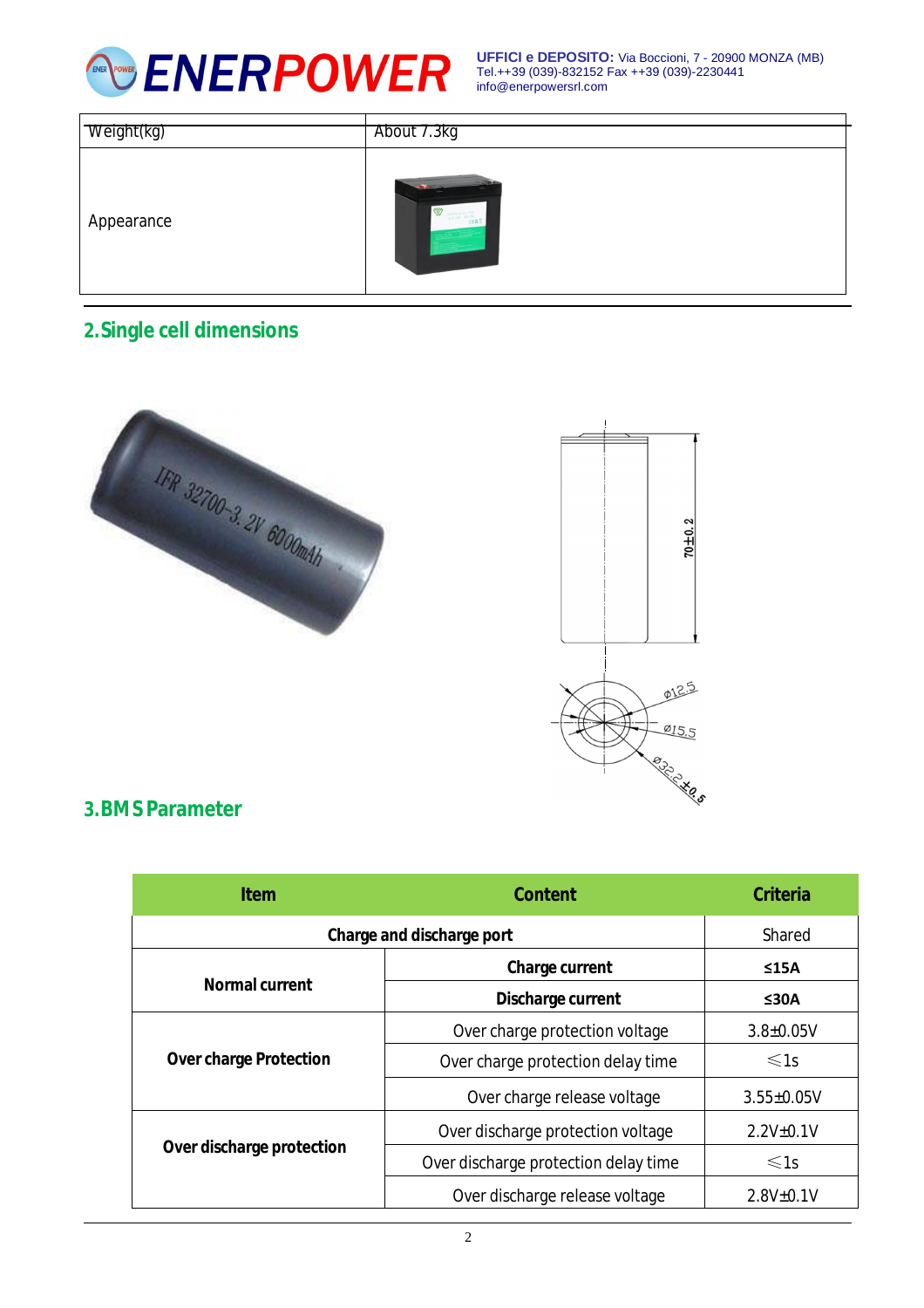| Weight(kg) | About 7.3kg |
|---|---|
| Appearance | |

## 2. Single cell dimensions

## 3. BMS Parameter

| Item | | Content | Criteria |
|---|---|---|---|
| Charge and discharge port | | | Shared |
| Normal current | Charge current | | ≤15A |
| | Discharge current | | ≤30A |
| Over charge Protection | Over charge protection voltage | | 3.8±0.05V |
| | Over charge protection delay time | | ≤1s |
| | Over charge release voltage | | 3.55±0.05V |
| Over discharge protection | Over discharge protection voltage | | 2.2V±0.1V |
| | Over discharge protection delay time | | ≤1s |
| | Over discharge release voltage | | 2.8V±0.1V |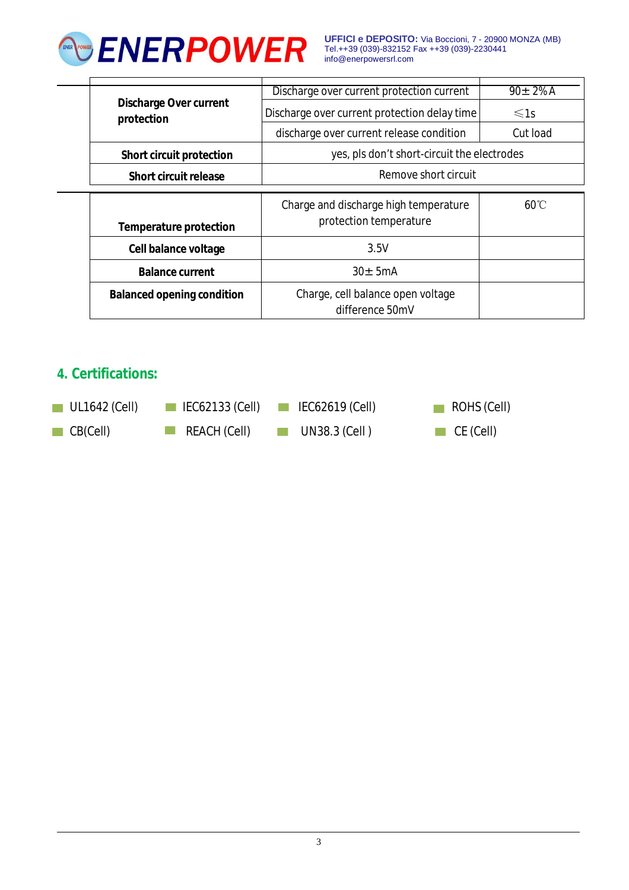| | | |
|---|---|---|
| **Discharge Over current protection** | Discharge over current protection current | 90± 2% A |
| | Discharge over current protection delay time | ≤1s |
| | discharge over current release condition | Cut load |
| **Short circuit protection** | yes, pls don't short-circuit the electrodes | |
| **Short circuit release** | Remove short circuit | |

| | | |
|---|---|---|
| **Temperature protection** | Charge and discharge high temperature protection temperature | 60℃ |
| **Cell balance voltage** | 3.5V | |
| **Balance current** | 30± 5mA | |
| **Balanced opening condition** | Charge, cell balance open voltage difference 50mV | |

## 4. Certifications:

- UL1642 (Cell)
- IEC62133 (Cell)
- IEC62619 (Cell)
- ROHS (Cell)
- CB(Cell)
- REACH (Cell)
- UN38.3 (Cell )
- CE (Cell)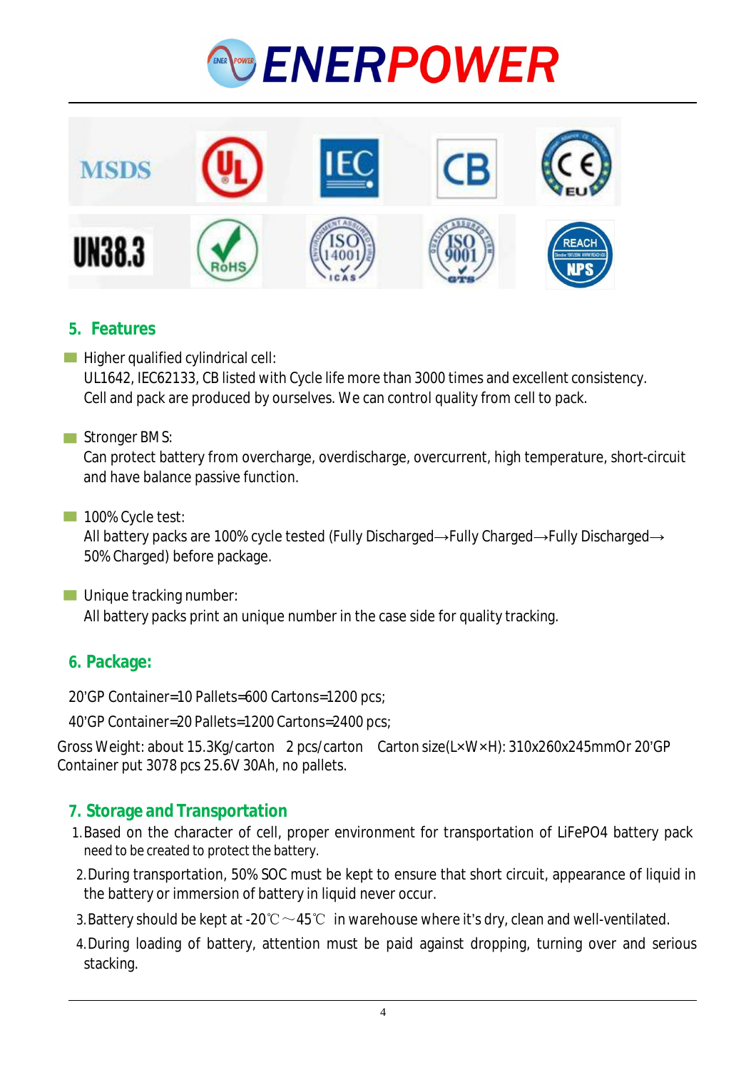# ENERPOWER

MSDS | UL | IEC | CB | CE EU
UN38.3 | RoHS | ISO 14001 | ISO 9001 | REACH NPS

## 5. Features

- Higher qualified cylindrical cell:
  UL1642, IEC62133, CB listed with Cycle life more than 3000 times and excellent consistency.
  Cell and pack are produced by ourselves. We can control quality from cell to pack.

- Stronger BMS:
  Can protect battery from overcharge, overdischarge, overcurrent, high temperature, short-circuit and have balance passive function.

- 100% Cycle test:
  All battery packs are 100% cycle tested (Fully Discharged→Fully Charged→Fully Discharged→50% Charged) before package.

- Unique tracking number:
  All battery packs print an unique number in the case side for quality tracking.

## 6. Package:

20'GP Container=10 Pallets=600 Cartons=1200 pcs;

40'GP Container=20 Pallets=1200 Cartons=2400 pcs;

Gross Weight: about 15.3Kg/carton 2 pcs/carton Carton size(L×W×H): 310x260x245mmOr 20'GP Container put 3078 pcs 25.6V 30Ah, no pallets.

## 7. Storage and Transportation

1. Based on the character of cell, proper environment for transportation of LiFePO4 battery pack need to be created to protect the battery.
2. During transportation, 50% SOC must be kept to ensure that short circuit, appearance of liquid in the battery or immersion of battery in liquid never occur.
3. Battery should be kept at -20℃～45℃ in warehouse where it's dry, clean and well-ventilated.
4. During loading of battery, attention must be paid against dropping, turning over and serious stacking.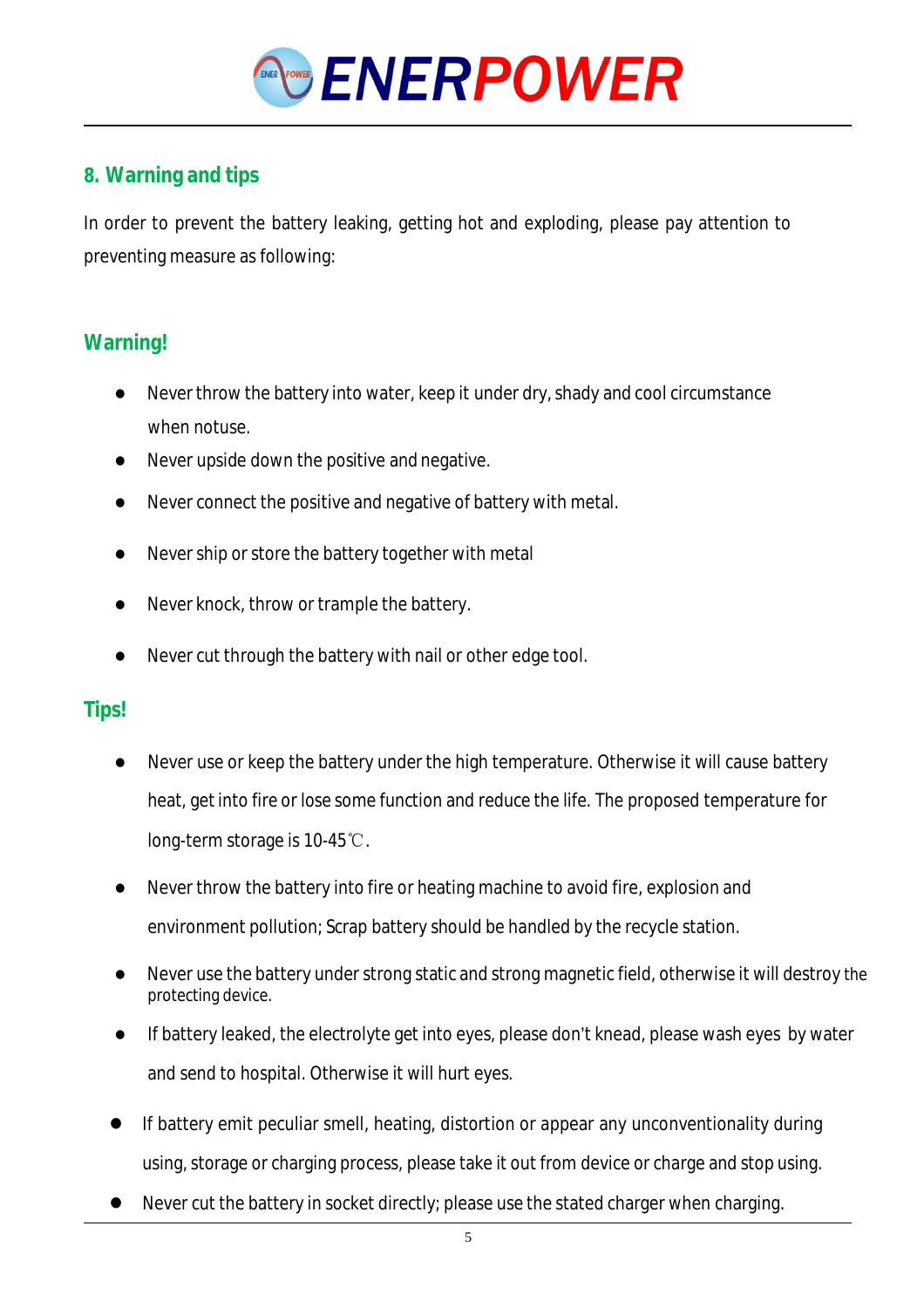## 8. Warning and tips

In order to prevent the battery leaking, getting hot and exploding, please pay attention to preventing measure as following:

### Warning!

- Never throw the battery into water, keep it under dry, shady and cool circumstance when notuse.
- Never upside down the positive and negative.
- Never connect the positive and negative of battery with metal.
- Never ship or store the battery together with metal
- Never knock, throw or trample the battery.
- Never cut through the battery with nail or other edge tool.

### Tips!

- Never use or keep the battery under the high temperature. Otherwise it will cause battery heat, get into fire or lose some function and reduce the life. The proposed temperature for long-term storage is 10-45℃.
- Never throw the battery into fire or heating machine to avoid fire, explosion and environment pollution; Scrap battery should be handled by the recycle station.
- Never use the battery under strong static and strong magnetic field, otherwise it will destroy the protecting device.
- If battery leaked, the electrolyte get into eyes, please don't knead, please wash eyes by water and send to hospital. Otherwise it will hurt eyes.
- If battery emit peculiar smell, heating, distortion or appear any unconventionality during using, storage or charging process, please take it out from device or charge and stop using.
- Never cut the battery in socket directly; please use the stated charger when charging.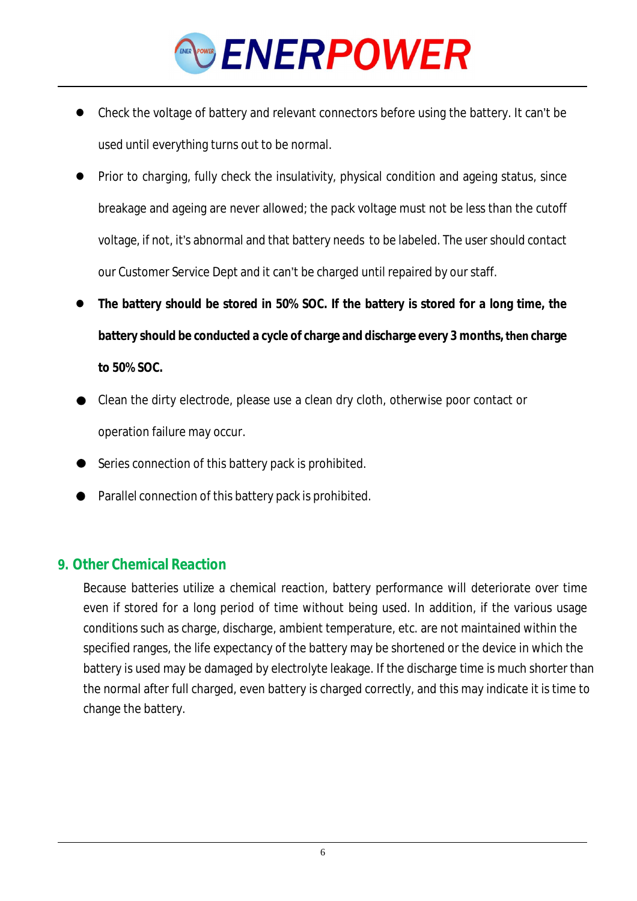- Check the voltage of battery and relevant connectors before using the battery. It can't be used until everything turns out to be normal.
- Prior to charging, fully check the insulativity, physical condition and ageing status, since breakage and ageing are never allowed; the pack voltage must not be less than the cutoff voltage, if not, it's abnormal and that battery needs to be labeled. The user should contact our Customer Service Dept and it can't be charged until repaired by our staff.
- **The battery should be stored in 50% SOC. If the battery is stored for a long time, the battery should be conducted a cycle of charge and discharge every 3 months, then charge to 50% SOC.**
- Clean the dirty electrode, please use a clean dry cloth, otherwise poor contact or operation failure may occur.
- Series connection of this battery pack is prohibited.
- Parallel connection of this battery pack is prohibited.

## 9. Other Chemical Reaction

Because batteries utilize a chemical reaction, battery performance will deteriorate over time even if stored for a long period of time without being used. In addition, if the various usage conditions such as charge, discharge, ambient temperature, etc. are not maintained within the specified ranges, the life expectancy of the battery may be shortened or the device in which the battery is used may be damaged by electrolyte leakage. If the discharge time is much shorter than the normal after full charged, even battery is charged correctly, and this may indicate it is time to change the battery.